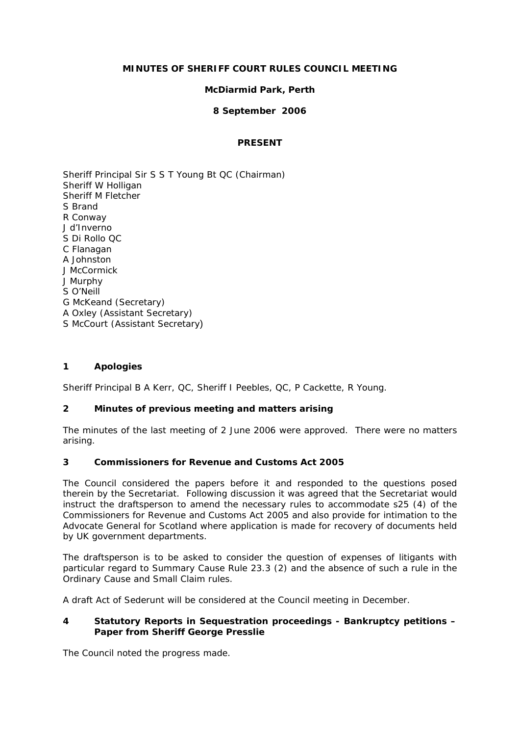# MINUTES OF SHERIFF COURT RULES COUNCIL MEETING

**McDiarmid Park, Perth**

**8 September 2006**

**PRESENT**

Sheriff Principal Sir S S T Young Bt QC (Chairman)
Sheriff W Holligan
Sheriff M Fletcher
S Brand
R Conway
J d'Inverno
S Di Rollo QC
C Flanagan
A Johnston
J McCormick
J Murphy
S O'Neill
G McKeand (Secretary)
A Oxley (Assistant Secretary)
S McCourt (Assistant Secretary)

## 1 Apologies

Sheriff Principal B A Kerr, QC, Sheriff I Peebles, QC, P Cackette, R Young.

## 2 Minutes of previous meeting and matters arising

The minutes of the last meeting of 2 June 2006 were approved. There were no matters arising.

## 3 Commissioners for Revenue and Customs Act 2005

The Council considered the papers before it and responded to the questions posed therein by the Secretariat. Following discussion it was agreed that the Secretariat would instruct the draftsperson to amend the necessary rules to accommodate s25 (4) of the Commissioners for Revenue and Customs Act 2005 and also provide for intimation to the Advocate General for Scotland where application is made for recovery of documents held by UK government departments.

The draftsperson is to be asked to consider the question of expenses of litigants with particular regard to Summary Cause Rule 23.3 (2) and the absence of such a rule in the Ordinary Cause and Small Claim rules.

A draft Act of Sederunt will be considered at the Council meeting in December.

## 4 Statutory Reports in Sequestration proceedings - Bankruptcy petitions – Paper from Sheriff George Presslie

The Council noted the progress made.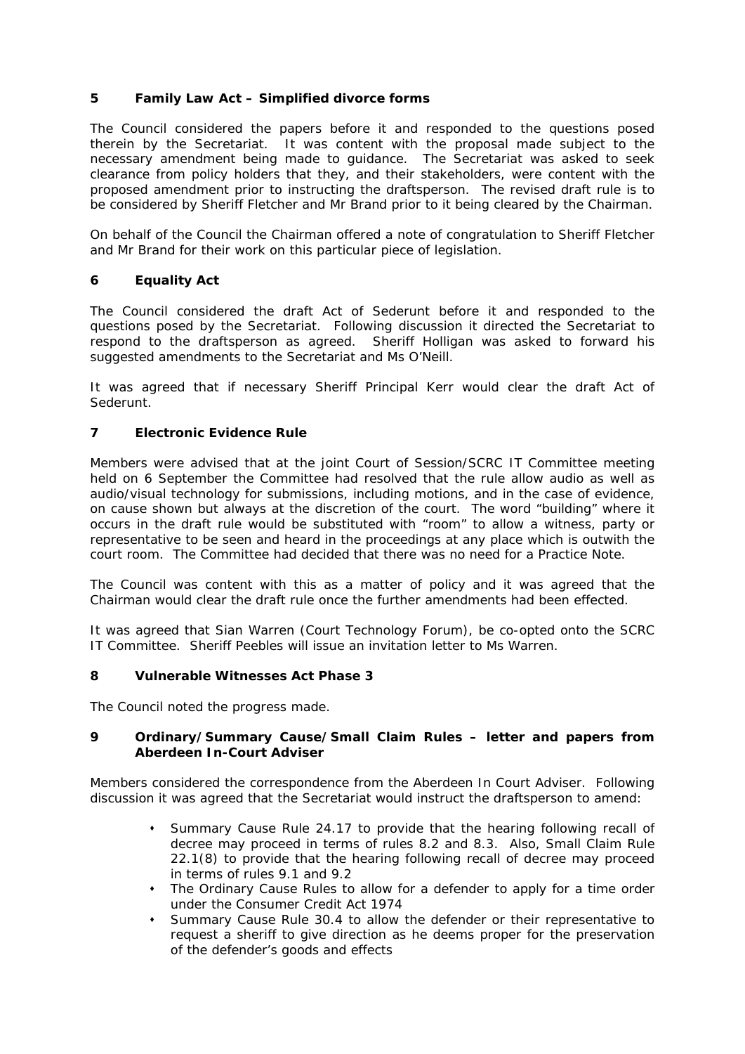## 5 Family Law Act – Simplified divorce forms

The Council considered the papers before it and responded to the questions posed therein by the Secretariat. It was content with the proposal made subject to the necessary amendment being made to guidance. The Secretariat was asked to seek clearance from policy holders that they, and their stakeholders, were content with the proposed amendment prior to instructing the draftsperson. The revised draft rule is to be considered by Sheriff Fletcher and Mr Brand prior to it being cleared by the Chairman.

On behalf of the Council the Chairman offered a note of congratulation to Sheriff Fletcher and Mr Brand for their work on this particular piece of legislation.

## 6 Equality Act

The Council considered the draft Act of Sederunt before it and responded to the questions posed by the Secretariat. Following discussion it directed the Secretariat to respond to the draftsperson as agreed. Sheriff Holligan was asked to forward his suggested amendments to the Secretariat and Ms O'Neill.

It was agreed that if necessary Sheriff Principal Kerr would clear the draft Act of Sederunt.

## 7 Electronic Evidence Rule

Members were advised that at the joint Court of Session/SCRC IT Committee meeting held on 6 September the Committee had resolved that the rule allow audio as well as audio/visual technology for submissions, including motions, and in the case of evidence, on cause shown but always at the discretion of the court. The word "building" where it occurs in the draft rule would be substituted with "room" to allow a witness, party or representative to be seen and heard in the proceedings at any place which is outwith the court room. The Committee had decided that there was no need for a Practice Note.

The Council was content with this as a matter of policy and it was agreed that the Chairman would clear the draft rule once the further amendments had been effected.

It was agreed that Sian Warren (Court Technology Forum), be co-opted onto the SCRC IT Committee. Sheriff Peebles will issue an invitation letter to Ms Warren.

## 8 Vulnerable Witnesses Act Phase 3

The Council noted the progress made.

## 9 Ordinary/Summary Cause/Small Claim Rules – letter and papers from Aberdeen In-Court Adviser

Members considered the correspondence from the Aberdeen In Court Adviser. Following discussion it was agreed that the Secretariat would instruct the draftsperson to amend:

- Summary Cause Rule 24.17 to provide that the hearing following recall of decree may proceed in terms of rules 8.2 and 8.3. Also, Small Claim Rule 22.1(8) to provide that the hearing following recall of decree may proceed in terms of rules 9.1 and 9.2
- The Ordinary Cause Rules to allow for a defender to apply for a time order under the Consumer Credit Act 1974
- Summary Cause Rule 30.4 to allow the defender or their representative to request a sheriff to give direction as he deems proper for the preservation of the defender's goods and effects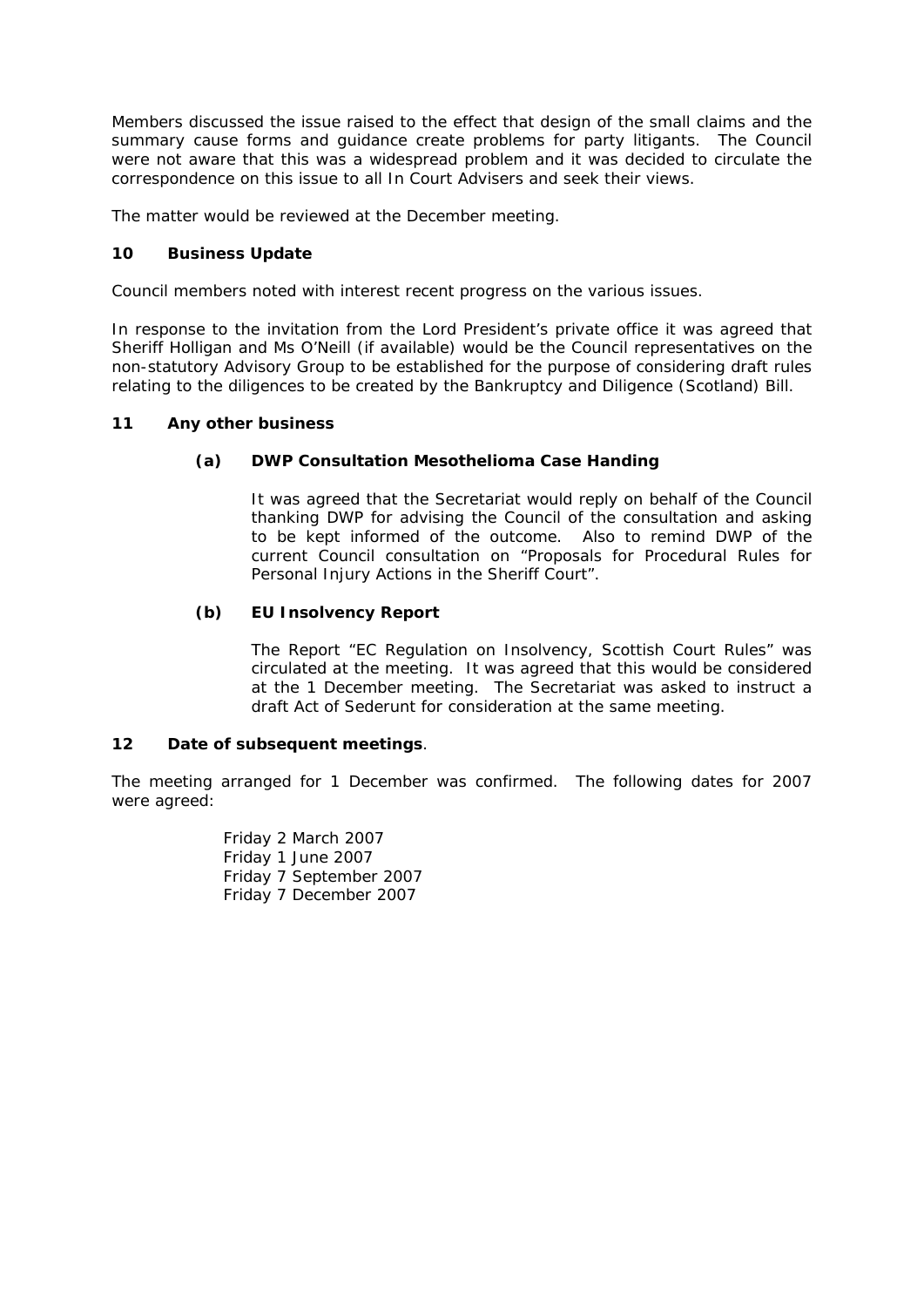Members discussed the issue raised to the effect that design of the small claims and the summary cause forms and guidance create problems for party litigants. The Council were not aware that this was a widespread problem and it was decided to circulate the correspondence on this issue to all In Court Advisers and seek their views.

The matter would be reviewed at the December meeting.

## 10 Business Update

Council members noted with interest recent progress on the various issues.

In response to the invitation from the Lord President's private office it was agreed that Sheriff Holligan and Ms O'Neill (if available) would be the Council representatives on the non-statutory Advisory Group to be established for the purpose of considering draft rules relating to the diligences to be created by the Bankruptcy and Diligence (Scotland) Bill.

## 11 Any other business

### (a) DWP Consultation Mesothelioma Case Handing

It was agreed that the Secretariat would reply on behalf of the Council thanking DWP for advising the Council of the consultation and asking to be kept informed of the outcome. Also to remind DWP of the current Council consultation on "Proposals for Procedural Rules for Personal Injury Actions in the Sheriff Court".

### (b) EU Insolvency Report

The Report "EC Regulation on Insolvency, Scottish Court Rules" was circulated at the meeting. It was agreed that this would be considered at the 1 December meeting. The Secretariat was asked to instruct a draft Act of Sederunt for consideration at the same meeting.

## 12 Date of subsequent meetings.

The meeting arranged for 1 December was confirmed. The following dates for 2007 were agreed:

Friday 2 March 2007  
Friday 1 June 2007  
Friday 7 September 2007  
Friday 7 December 2007